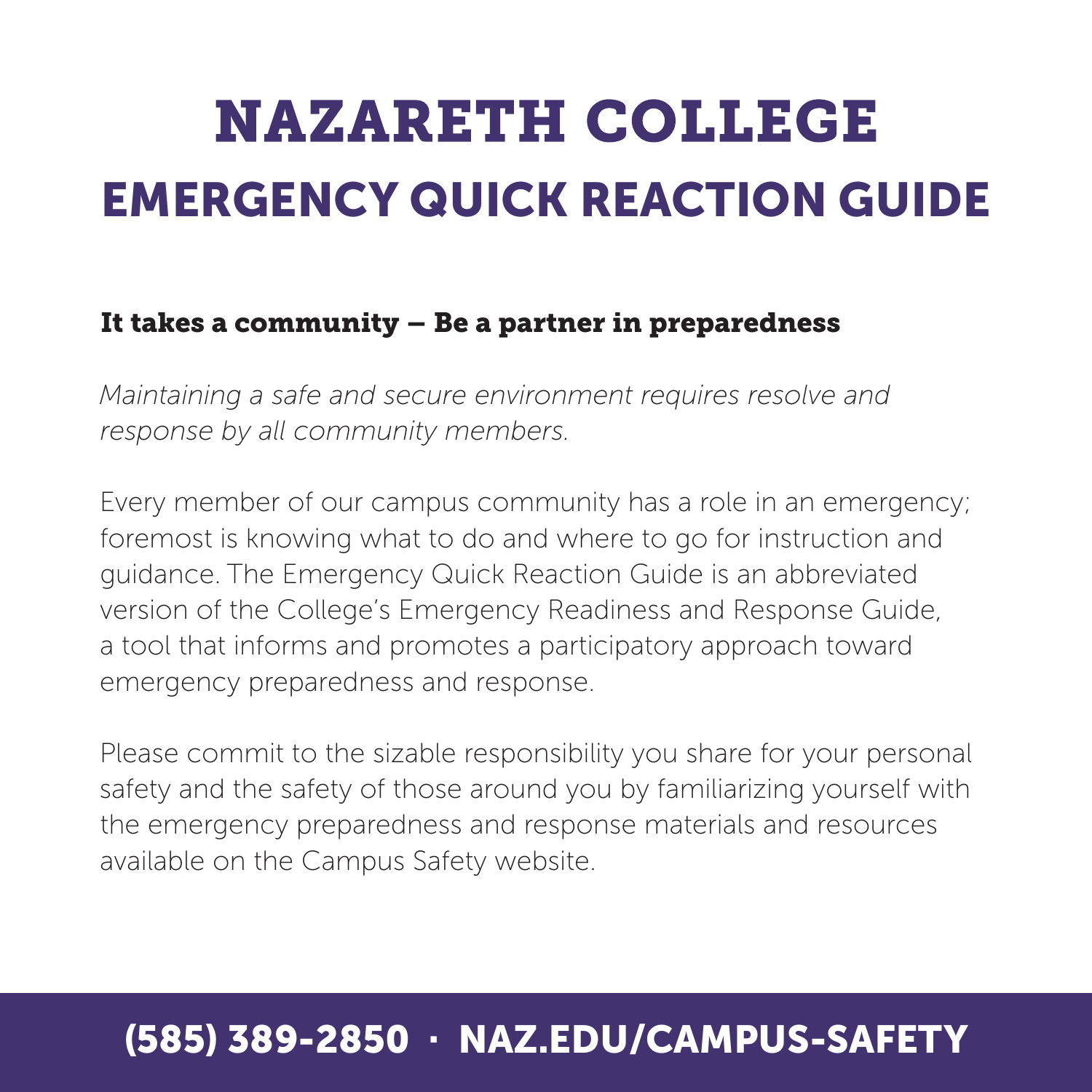# NAZARETH COLLEGE

## EMERGENCY QUICK REACTION GUIDE

**It takes a community – Be a partner in preparedness**

*Maintaining a safe and secure environment requires resolve and response by all community members.*

Every member of our campus community has a role in an emergency; foremost is knowing what to do and where to go for instruction and guidance. The Emergency Quick Reaction Guide is an abbreviated version of the College's Emergency Readiness and Response Guide, a tool that informs and promotes a participatory approach toward emergency preparedness and response.

Please commit to the sizable responsibility you share for your personal safety and the safety of those around you by familiarizing yourself with the emergency preparedness and response materials and resources available on the Campus Safety website.

**(585) 389-2850 · NAZ.EDU/CAMPUS-SAFETY**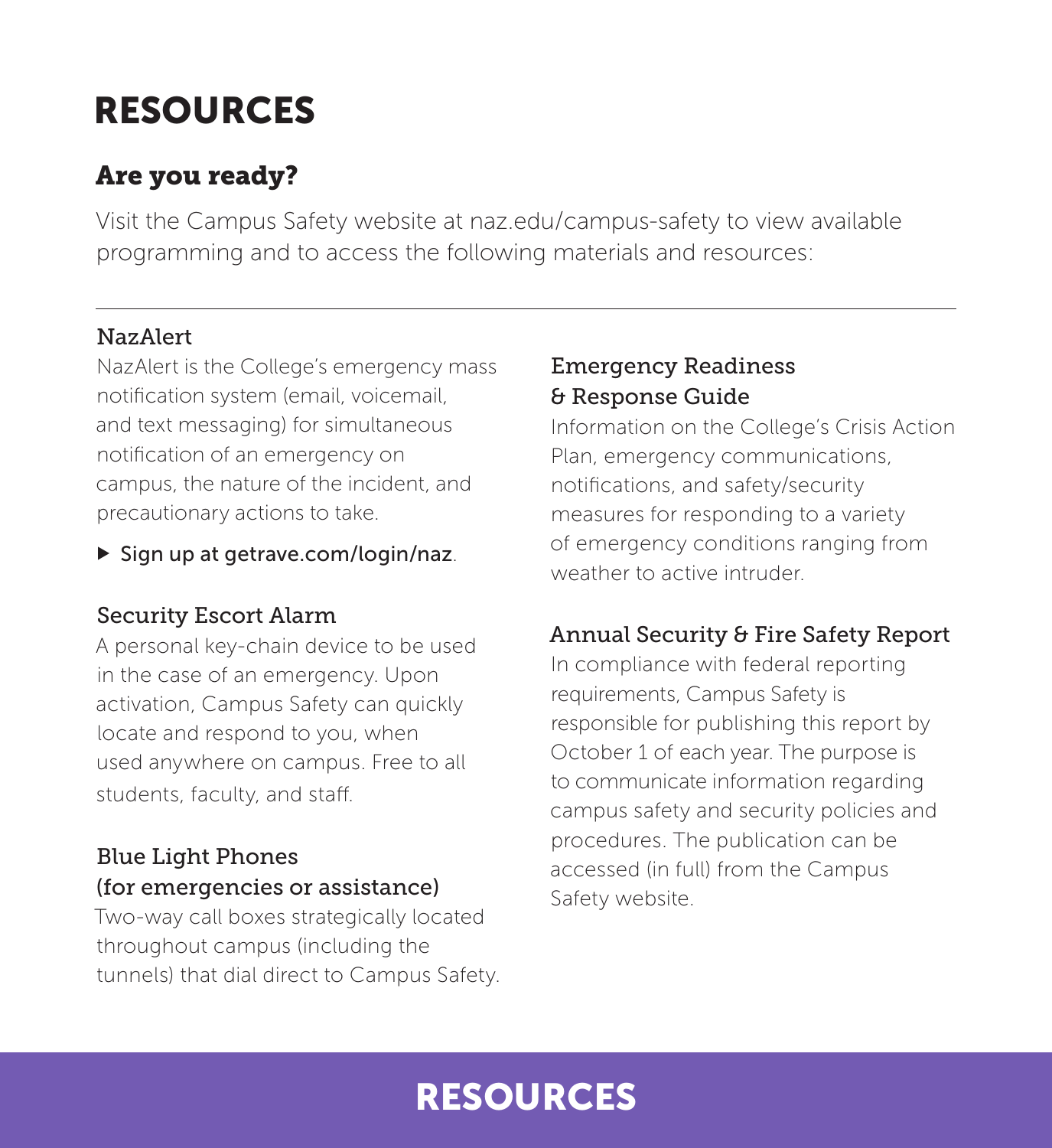# RESOURCES

## Are you ready?

Visit the Campus Safety website at naz.edu/campus-safety to view available programming and to access the following materials and resources:

---

### NazAlert

NazAlert is the College's emergency mass notification system (email, voicemail, and text messaging) for simultaneous notification of an emergency on campus, the nature of the incident, and precautionary actions to take.

▶ Sign up at getrave.com/login/naz.

### Security Escort Alarm

A personal key-chain device to be used in the case of an emergency. Upon activation, Campus Safety can quickly locate and respond to you, when used anywhere on campus. Free to all students, faculty, and staff.

### Blue Light Phones (for emergencies or assistance)

Two-way call boxes strategically located throughout campus (including the tunnels) that dial direct to Campus Safety.

### Emergency Readiness & Response Guide

Information on the College's Crisis Action Plan, emergency communications, notifications, and safety/security measures for responding to a variety of emergency conditions ranging from weather to active intruder.

### Annual Security & Fire Safety Report

In compliance with federal reporting requirements, Campus Safety is responsible for publishing this report by October 1 of each year. The purpose is to communicate information regarding campus safety and security policies and procedures. The publication can be accessed (in full) from the Campus Safety website.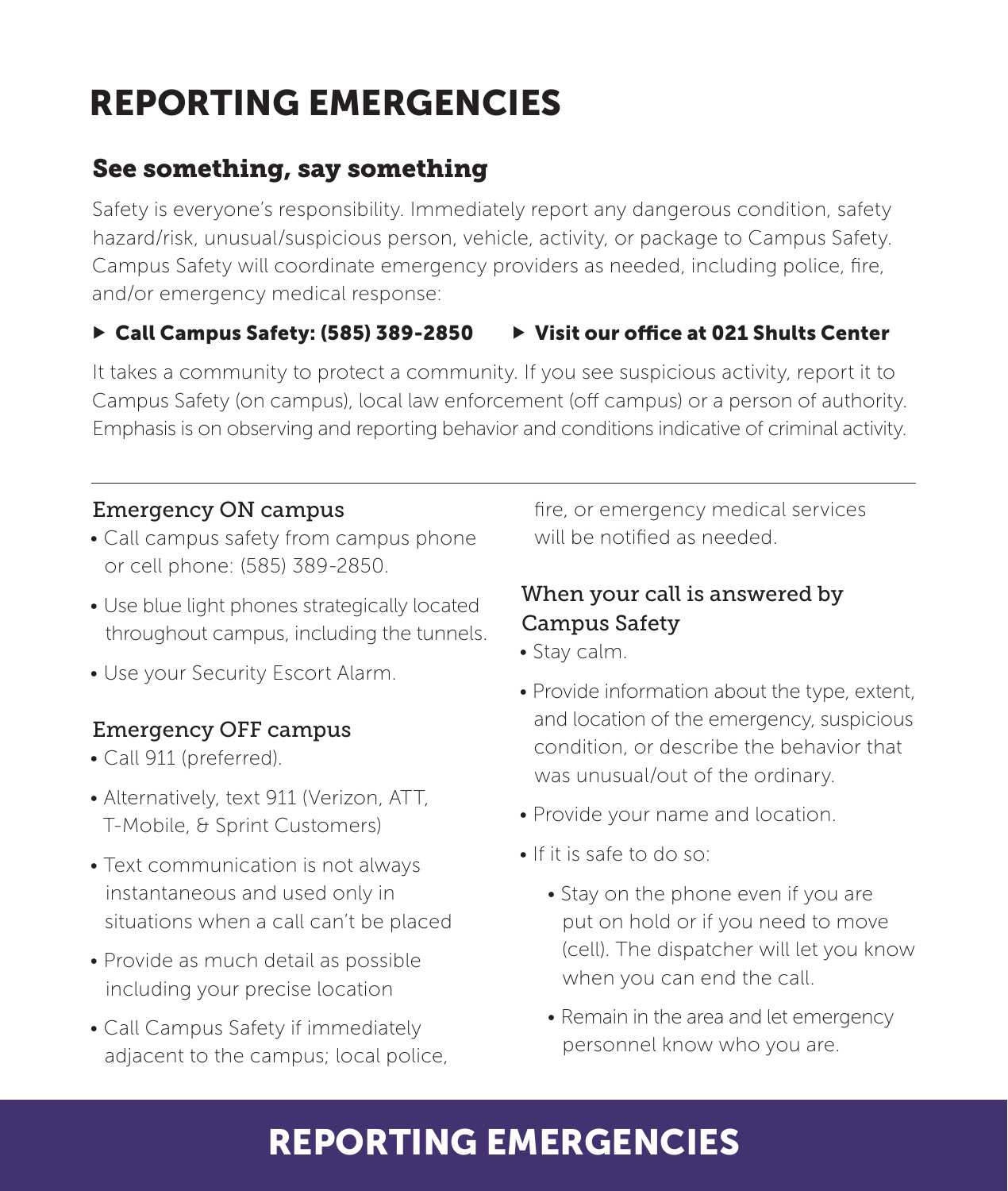# REPORTING EMERGENCIES

## See something, say something

Safety is everyone's responsibility. Immediately report any dangerous condition, safety hazard/risk, unusual/suspicious person, vehicle, activity, or package to Campus Safety. Campus Safety will coordinate emergency providers as needed, including police, fire, and/or emergency medical response:

- **Call Campus Safety: (585) 389-2850**
- **Visit our office at 021 Shults Center**

It takes a community to protect a community. If you see suspicious activity, report it to Campus Safety (on campus), local law enforcement (off campus) or a person of authority. Emphasis is on observing and reporting behavior and conditions indicative of criminal activity.

---

### Emergency ON campus

- Call campus safety from campus phone or cell phone: (585) 389-2850.
- Use blue light phones strategically located throughout campus, including the tunnels.
- Use your Security Escort Alarm.

### Emergency OFF campus

- Call 911 (preferred).
- Alternatively, text 911 (Verizon, ATT, T-Mobile, & Sprint Customers)
- Text communication is not always instantaneous and used only in situations when a call can't be placed
- Provide as much detail as possible including your precise location
- Call Campus Safety if immediately adjacent to the campus; local police, fire, or emergency medical services will be notified as needed.

### When your call is answered by Campus Safety

- Stay calm.
- Provide information about the type, extent, and location of the emergency, suspicious condition, or describe the behavior that was unusual/out of the ordinary.
- Provide your name and location.
- If it is safe to do so:
  - Stay on the phone even if you are put on hold or if you need to move (cell). The dispatcher will let you know when you can end the call.
  - Remain in the area and let emergency personnel know who you are.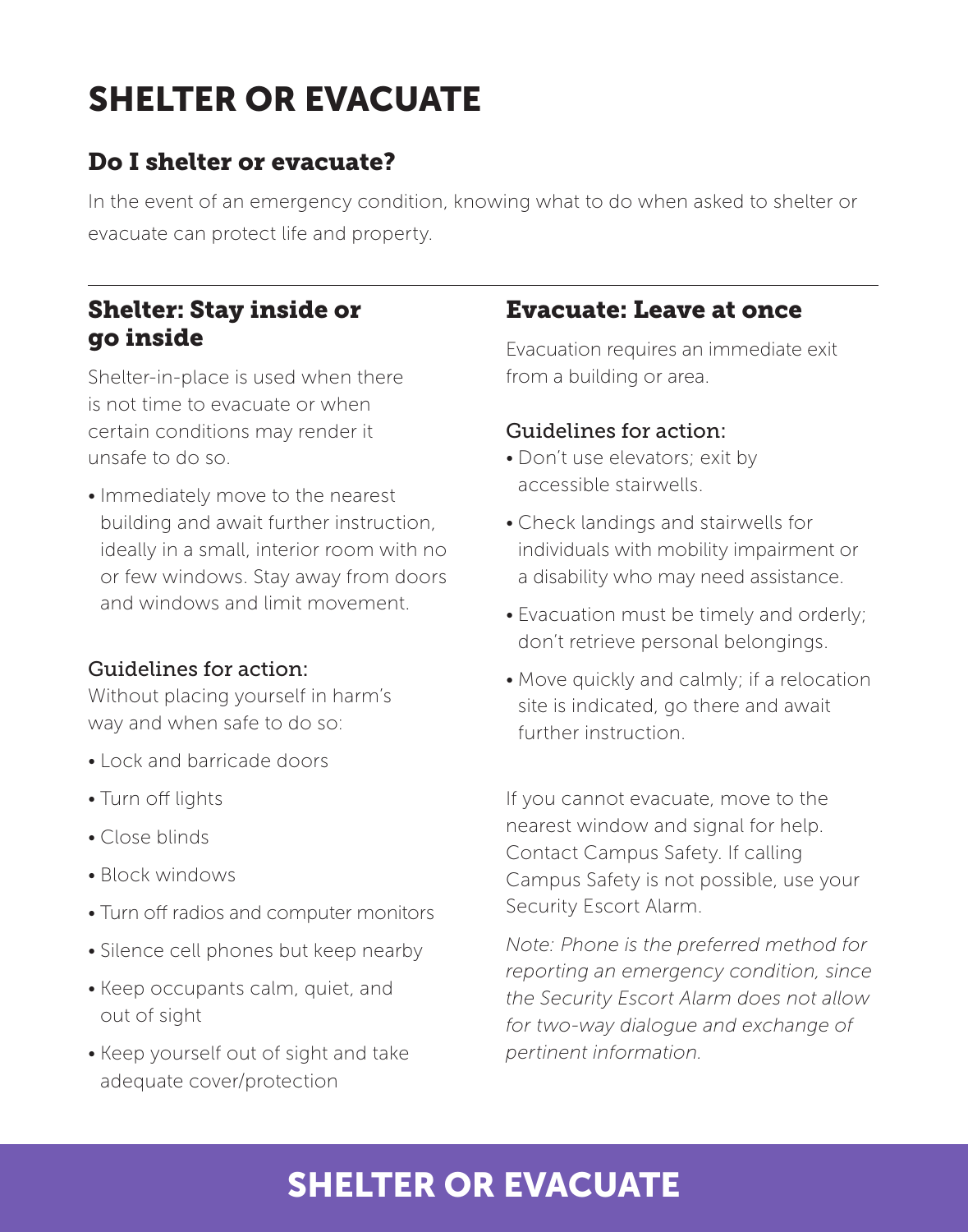# SHELTER OR EVACUATE

## Do I shelter or evacuate?

In the event of an emergency condition, knowing what to do when asked to shelter or evacuate can protect life and property.

## Shelter: Stay inside or go inside

Shelter-in-place is used when there is not time to evacuate or when certain conditions may render it unsafe to do so.

- Immediately move to the nearest building and await further instruction, ideally in a small, interior room with no or few windows. Stay away from doors and windows and limit movement.

### Guidelines for action:

Without placing yourself in harm's way and when safe to do so:

- Lock and barricade doors
- Turn off lights
- Close blinds
- Block windows
- Turn off radios and computer monitors
- Silence cell phones but keep nearby
- Keep occupants calm, quiet, and out of sight
- Keep yourself out of sight and take adequate cover/protection

## Evacuate: Leave at once

Evacuation requires an immediate exit from a building or area.

### Guidelines for action:

- Don't use elevators; exit by accessible stairwells.
- Check landings and stairwells for individuals with mobility impairment or a disability who may need assistance.
- Evacuation must be timely and orderly; don't retrieve personal belongings.
- Move quickly and calmly; if a relocation site is indicated, go there and await further instruction.

If you cannot evacuate, move to the nearest window and signal for help. Contact Campus Safety. If calling Campus Safety is not possible, use your Security Escort Alarm.

*Note: Phone is the preferred method for reporting an emergency condition, since the Security Escort Alarm does not allow for two-way dialogue and exchange of pertinent information.*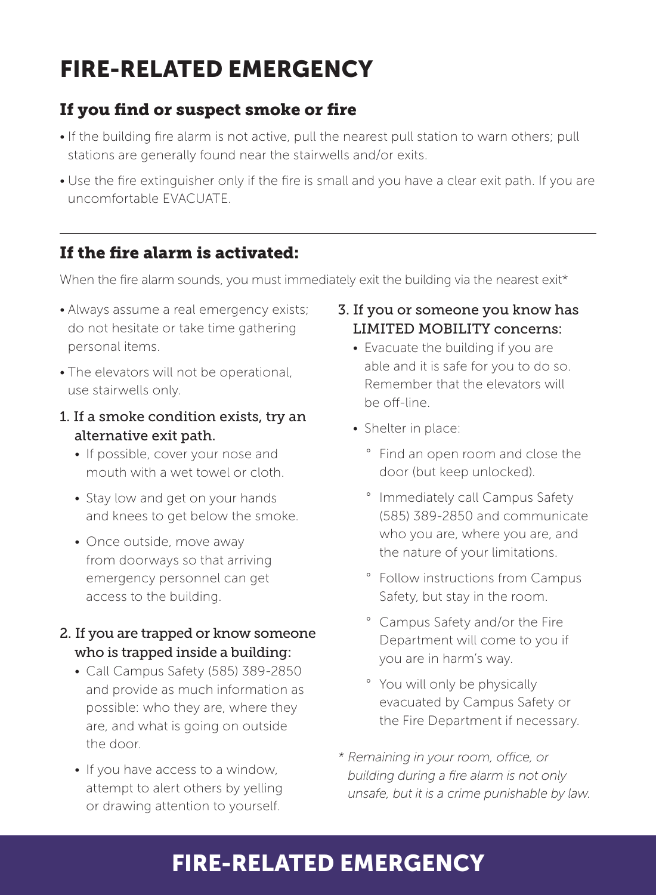# FIRE-RELATED EMERGENCY

## If you find or suspect smoke or fire

- If the building fire alarm is not active, pull the nearest pull station to warn others; pull stations are generally found near the stairwells and/or exits.
- Use the fire extinguisher only if the fire is small and you have a clear exit path. If you are uncomfortable EVACUATE.

---

## If the fire alarm is activated:

When the fire alarm sounds, you must immediately exit the building via the nearest exit*

- Always assume a real emergency exists; do not hesitate or take time gathering personal items.
- The elevators will not be operational, use stairwells only.

1. If a smoke condition exists, try an alternative exit path.
   - If possible, cover your nose and mouth with a wet towel or cloth.
   - Stay low and get on your hands and knees to get below the smoke.
   - Once outside, move away from doorways so that arriving emergency personnel can get access to the building.

2. If you are trapped or know someone who is trapped inside a building:
   - Call Campus Safety (585) 389-2850 and provide as much information as possible: who they are, where they are, and what is going on outside the door.
   - If you have access to a window, attempt to alert others by yelling or drawing attention to yourself.

3. If you or someone you know has LIMITED MOBILITY concerns:
   - Evacuate the building if you are able and it is safe for you to do so. Remember that the elevators will be off-line.
   - Shelter in place:
     - Find an open room and close the door (but keep unlocked).
     - Immediately call Campus Safety (585) 389-2850 and communicate who you are, where you are, and the nature of your limitations.
     - Follow instructions from Campus Safety, but stay in the room.
     - Campus Safety and/or the Fire Department will come to you if you are in harm's way.
     - You will only be physically evacuated by Campus Safety or the Fire Department if necessary.

*\* Remaining in your room, office, or building during a fire alarm is not only unsafe, but it is a crime punishable by law.*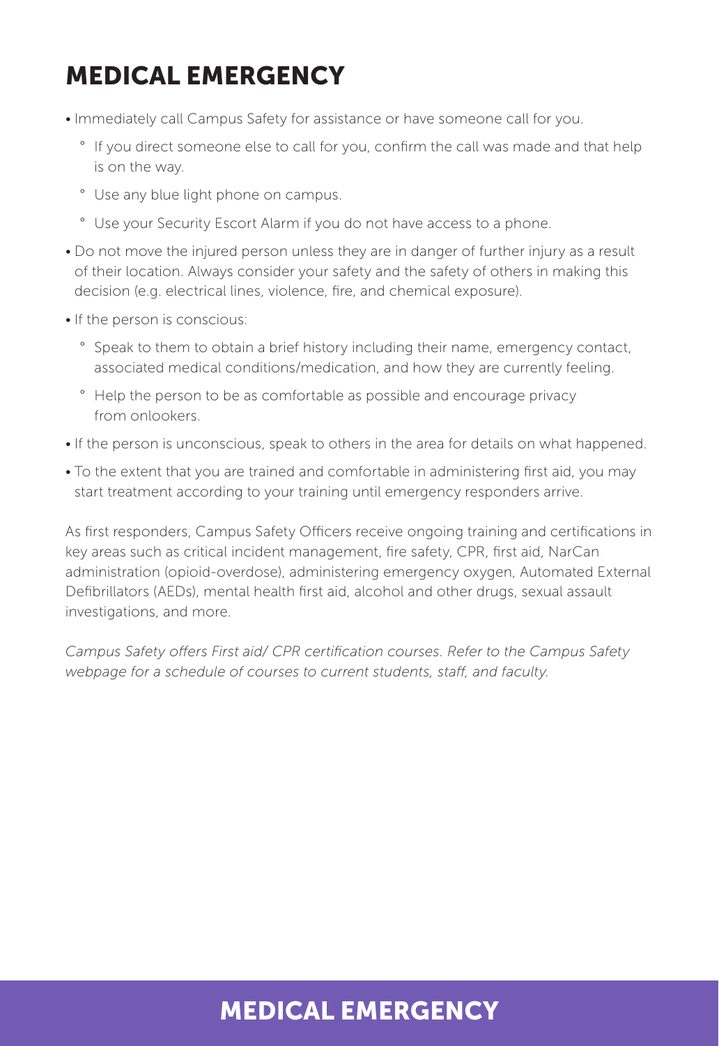# MEDICAL EMERGENCY

- Immediately call Campus Safety for assistance or have someone call for you.
  - If you direct someone else to call for you, confirm the call was made and that help is on the way.
  - Use any blue light phone on campus.
  - Use your Security Escort Alarm if you do not have access to a phone.
- Do not move the injured person unless they are in danger of further injury as a result of their location. Always consider your safety and the safety of others in making this decision (e.g. electrical lines, violence, fire, and chemical exposure).
- If the person is conscious:
  - Speak to them to obtain a brief history including their name, emergency contact, associated medical conditions/medication, and how they are currently feeling.
  - Help the person to be as comfortable as possible and encourage privacy from onlookers.
- If the person is unconscious, speak to others in the area for details on what happened.
- To the extent that you are trained and comfortable in administering first aid, you may start treatment according to your training until emergency responders arrive.

As first responders, Campus Safety Officers receive ongoing training and certifications in key areas such as critical incident management, fire safety, CPR, first aid, NarCan administration (opioid-overdose), administering emergency oxygen, Automated External Defibrillators (AEDs), mental health first aid, alcohol and other drugs, sexual assault investigations, and more.

*Campus Safety offers First aid/ CPR certification courses. Refer to the Campus Safety webpage for a schedule of courses to current students, staff, and faculty.*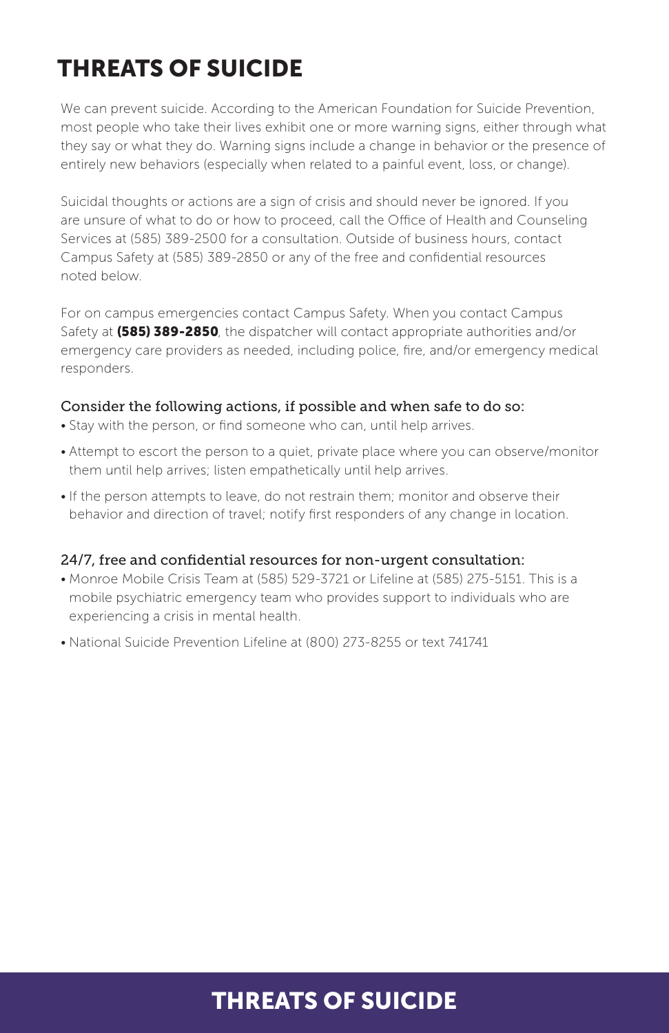# THREATS OF SUICIDE

We can prevent suicide. According to the American Foundation for Suicide Prevention, most people who take their lives exhibit one or more warning signs, either through what they say or what they do. Warning signs include a change in behavior or the presence of entirely new behaviors (especially when related to a painful event, loss, or change).

Suicidal thoughts or actions are a sign of crisis and should never be ignored. If you are unsure of what to do or how to proceed, call the Office of Health and Counseling Services at (585) 389-2500 for a consultation. Outside of business hours, contact Campus Safety at (585) 389-2850 or any of the free and confidential resources noted below.

For on campus emergencies contact Campus Safety. When you contact Campus Safety at **(585) 389-2850**, the dispatcher will contact appropriate authorities and/or emergency care providers as needed, including police, fire, and/or emergency medical responders.

### Consider the following actions, if possible and when safe to do so:

- Stay with the person, or find someone who can, until help arrives.
- Attempt to escort the person to a quiet, private place where you can observe/monitor them until help arrives; listen empathetically until help arrives.
- If the person attempts to leave, do not restrain them; monitor and observe their behavior and direction of travel; notify first responders of any change in location.

### 24/7, free and confidential resources for non-urgent consultation:

- Monroe Mobile Crisis Team at (585) 529-3721 or Lifeline at (585) 275-5151. This is a mobile psychiatric emergency team who provides support to individuals who are experiencing a crisis in mental health.
- National Suicide Prevention Lifeline at (800) 273-8255 or text 741741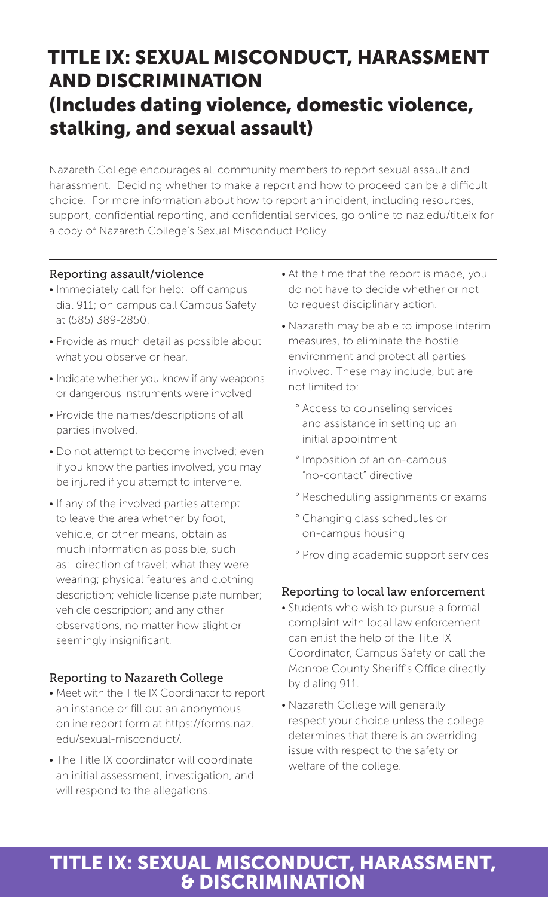# TITLE IX: SEXUAL MISCONDUCT, HARASSMENT AND DISCRIMINATION

## (Includes dating violence, domestic violence, stalking, and sexual assault)

Nazareth College encourages all community members to report sexual assault and harassment. Deciding whether to make a report and how to proceed can be a difficult choice. For more information about how to report an incident, including resources, support, confidential reporting, and confidential services, go online to naz.edu/titleix for a copy of Nazareth College's Sexual Misconduct Policy.

### Reporting assault/violence

- Immediately call for help: off campus dial 911; on campus call Campus Safety at (585) 389-2850.
- Provide as much detail as possible about what you observe or hear.
- Indicate whether you know if any weapons or dangerous instruments were involved
- Provide the names/descriptions of all parties involved.
- Do not attempt to become involved; even if you know the parties involved, you may be injured if you attempt to intervene.
- If any of the involved parties attempt to leave the area whether by foot, vehicle, or other means, obtain as much information as possible, such as: direction of travel; what they were wearing; physical features and clothing description; vehicle license plate number; vehicle description; and any other observations, no matter how slight or seemingly insignificant.

### Reporting to Nazareth College

- Meet with the Title IX Coordinator to report an instance or fill out an anonymous online report form at https://forms.naz.edu/sexual-misconduct/.
- The Title IX coordinator will coordinate an initial assessment, investigation, and will respond to the allegations.
- At the time that the report is made, you do not have to decide whether or not to request disciplinary action.
- Nazareth may be able to impose interim measures, to eliminate the hostile environment and protect all parties involved. These may include, but are not limited to:
  - Access to counseling services and assistance in setting up an initial appointment
  - Imposition of an on-campus "no-contact" directive
  - Rescheduling assignments or exams
  - Changing class schedules or on-campus housing
  - Providing academic support services

### Reporting to local law enforcement

- Students who wish to pursue a formal complaint with local law enforcement can enlist the help of the Title IX Coordinator, Campus Safety or call the Monroe County Sheriff's Office directly by dialing 911.
- Nazareth College will generally respect your choice unless the college determines that there is an overriding issue with respect to the safety or welfare of the college.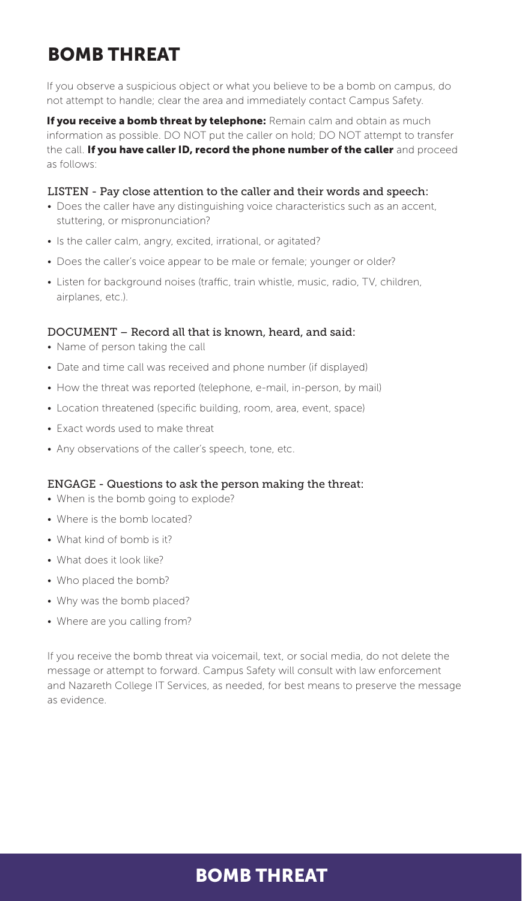# BOMB THREAT

If you observe a suspicious object or what you believe to be a bomb on campus, do not attempt to handle; clear the area and immediately contact Campus Safety.

**If you receive a bomb threat by telephone:** Remain calm and obtain as much information as possible. DO NOT put the caller on hold; DO NOT attempt to transfer the call. **If you have caller ID, record the phone number of the caller** and proceed as follows:

### LISTEN - Pay close attention to the caller and their words and speech:

- Does the caller have any distinguishing voice characteristics such as an accent, stuttering, or mispronunciation?
- Is the caller calm, angry, excited, irrational, or agitated?
- Does the caller's voice appear to be male or female; younger or older?
- Listen for background noises (traffic, train whistle, music, radio, TV, children, airplanes, etc.).

### DOCUMENT – Record all that is known, heard, and said:

- Name of person taking the call
- Date and time call was received and phone number (if displayed)
- How the threat was reported (telephone, e-mail, in-person, by mail)
- Location threatened (specific building, room, area, event, space)
- Exact words used to make threat
- Any observations of the caller's speech, tone, etc.

### ENGAGE - Questions to ask the person making the threat:

- When is the bomb going to explode?
- Where is the bomb located?
- What kind of bomb is it?
- What does it look like?
- Who placed the bomb?
- Why was the bomb placed?
- Where are you calling from?

If you receive the bomb threat via voicemail, text, or social media, do not delete the message or attempt to forward. Campus Safety will consult with law enforcement and Nazareth College IT Services, as needed, for best means to preserve the message as evidence.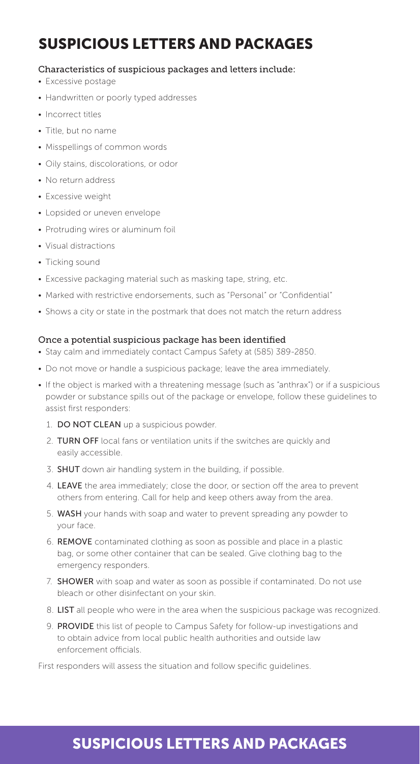# SUSPICIOUS LETTERS AND PACKAGES

**Characteristics of suspicious packages and letters include:**

- Excessive postage
- Handwritten or poorly typed addresses
- Incorrect titles
- Title, but no name
- Misspellings of common words
- Oily stains, discolorations, or odor
- No return address
- Excessive weight
- Lopsided or uneven envelope
- Protruding wires or aluminum foil
- Visual distractions
- Ticking sound
- Excessive packaging material such as masking tape, string, etc.
- Marked with restrictive endorsements, such as "Personal" or "Confidential"
- Shows a city or state in the postmark that does not match the return address

**Once a potential suspicious package has been identified**

- Stay calm and immediately contact Campus Safety at (585) 389-2850.
- Do not move or handle a suspicious package; leave the area immediately.
- If the object is marked with a threatening message (such as "anthrax") or if a suspicious powder or substance spills out of the package or envelope, follow these guidelines to assist first responders:
  1. **DO NOT CLEAN** up a suspicious powder.
  2. **TURN OFF** local fans or ventilation units if the switches are quickly and easily accessible.
  3. **SHUT** down air handling system in the building, if possible.
  4. **LEAVE** the area immediately; close the door, or section off the area to prevent others from entering. Call for help and keep others away from the area.
  5. **WASH** your hands with soap and water to prevent spreading any powder to your face.
  6. **REMOVE** contaminated clothing as soon as possible and place in a plastic bag, or some other container that can be sealed. Give clothing bag to the emergency responders.
  7. **SHOWER** with soap and water as soon as possible if contaminated. Do not use bleach or other disinfectant on your skin.
  8. **LIST** all people who were in the area when the suspicious package was recognized.
  9. **PROVIDE** this list of people to Campus Safety for follow-up investigations and to obtain advice from local public health authorities and outside law enforcement officials.

First responders will assess the situation and follow specific guidelines.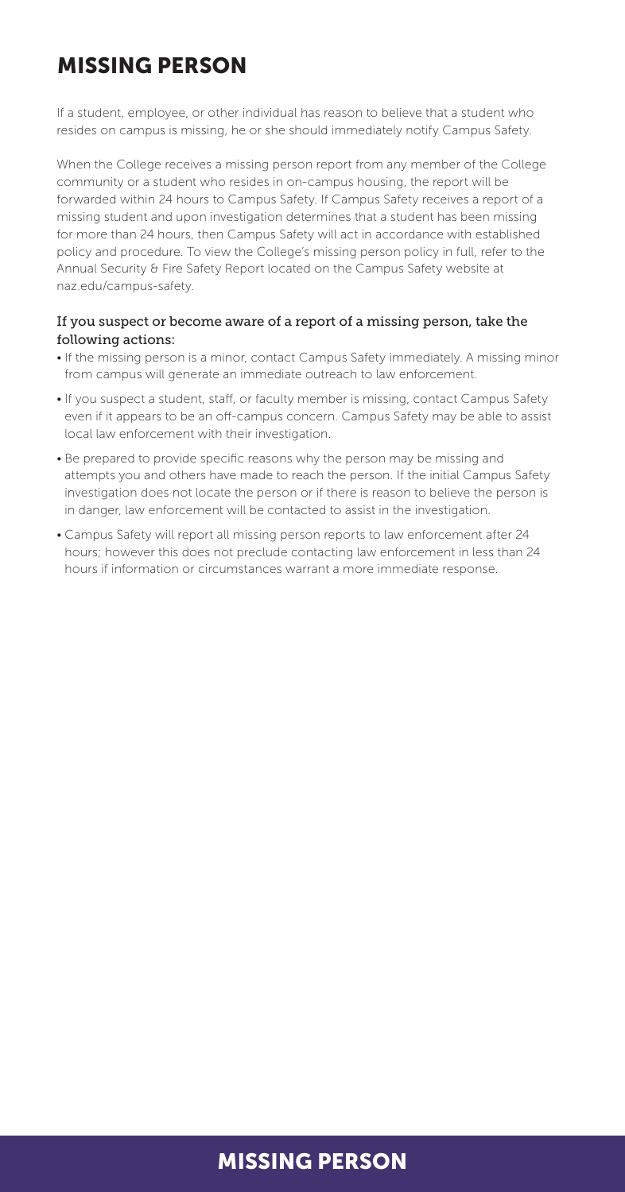# MISSING PERSON

If a student, employee, or other individual has reason to believe that a student who resides on campus is missing, he or she should immediately notify Campus Safety.

When the College receives a missing person report from any member of the College community or a student who resides in on-campus housing, the report will be forwarded within 24 hours to Campus Safety. If Campus Safety receives a report of a missing student and upon investigation determines that a student has been missing for more than 24 hours, then Campus Safety will act in accordance with established policy and procedure. To view the College's missing person policy in full, refer to the Annual Security & Fire Safety Report located on the Campus Safety website at naz.edu/campus-safety.

**If you suspect or become aware of a report of a missing person, take the following actions:**

- If the missing person is a minor, contact Campus Safety immediately. A missing minor from campus will generate an immediate outreach to law enforcement.
- If you suspect a student, staff, or faculty member is missing, contact Campus Safety even if it appears to be an off-campus concern. Campus Safety may be able to assist local law enforcement with their investigation.
- Be prepared to provide specific reasons why the person may be missing and attempts you and others have made to reach the person. If the initial Campus Safety investigation does not locate the person or if there is reason to believe the person is in danger, law enforcement will be contacted to assist in the investigation.
- Campus Safety will report all missing person reports to law enforcement after 24 hours; however this does not preclude contacting law enforcement in less than 24 hours if information or circumstances warrant a more immediate response.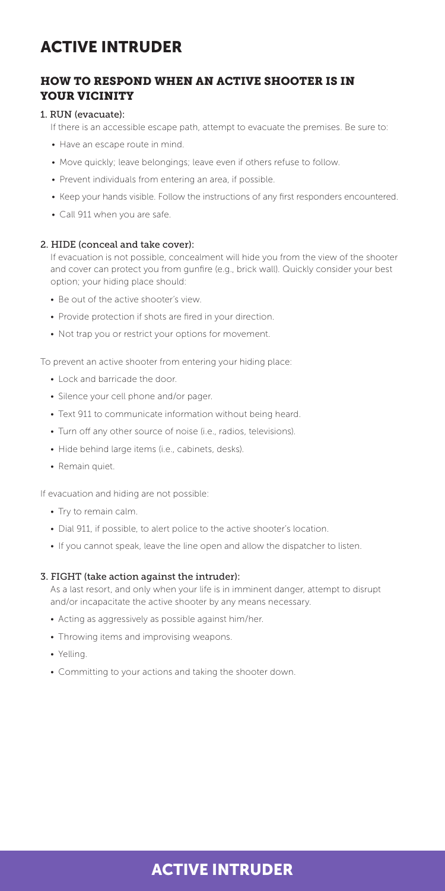# ACTIVE INTRUDER

## HOW TO RESPOND WHEN AN ACTIVE SHOOTER IS IN YOUR VICINITY

### 1. RUN (evacuate):

If there is an accessible escape path, attempt to evacuate the premises. Be sure to:

- Have an escape route in mind.
- Move quickly; leave belongings; leave even if others refuse to follow.
- Prevent individuals from entering an area, if possible.
- Keep your hands visible. Follow the instructions of any first responders encountered.
- Call 911 when you are safe.

### 2. HIDE (conceal and take cover):

If evacuation is not possible, concealment will hide you from the view of the shooter and cover can protect you from gunfire (e.g., brick wall). Quickly consider your best option; your hiding place should:

- Be out of the active shooter's view.
- Provide protection if shots are fired in your direction.
- Not trap you or restrict your options for movement.

To prevent an active shooter from entering your hiding place:

- Lock and barricade the door.
- Silence your cell phone and/or pager.
- Text 911 to communicate information without being heard.
- Turn off any other source of noise (i.e., radios, televisions).
- Hide behind large items (i.e., cabinets, desks).
- Remain quiet.

If evacuation and hiding are not possible:

- Try to remain calm.
- Dial 911, if possible, to alert police to the active shooter's location.
- If you cannot speak, leave the line open and allow the dispatcher to listen.

### 3. FIGHT (take action against the intruder):

As a last resort, and only when your life is in imminent danger, attempt to disrupt and/or incapacitate the active shooter by any means necessary.

- Acting as aggressively as possible against him/her.
- Throwing items and improvising weapons.
- Yelling.
- Committing to your actions and taking the shooter down.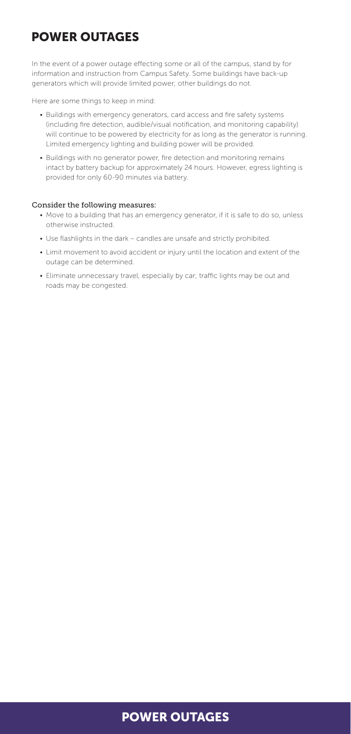# POWER OUTAGES

In the event of a power outage effecting some or all of the campus, stand by for information and instruction from Campus Safety. Some buildings have back-up generators which will provide limited power; other buildings do not.

Here are some things to keep in mind:

- Buildings with emergency generators, card access and fire safety systems (including fire detection, audible/visual notification, and monitoring capability) will continue to be powered by electricity for as long as the generator is running. Limited emergency lighting and building power will be provided.
- Buildings with no generator power, fire detection and monitoring remains intact by battery backup for approximately 24 hours. However, egress lighting is provided for only 60-90 minutes via battery.

**Consider the following measures:**

- Move to a building that has an emergency generator, if it is safe to do so, unless otherwise instructed.
- Use flashlights in the dark – candles are unsafe and strictly prohibited.
- Limit movement to avoid accident or injury until the location and extent of the outage can be determined.
- Eliminate unnecessary travel, especially by car; traffic lights may be out and roads may be congested.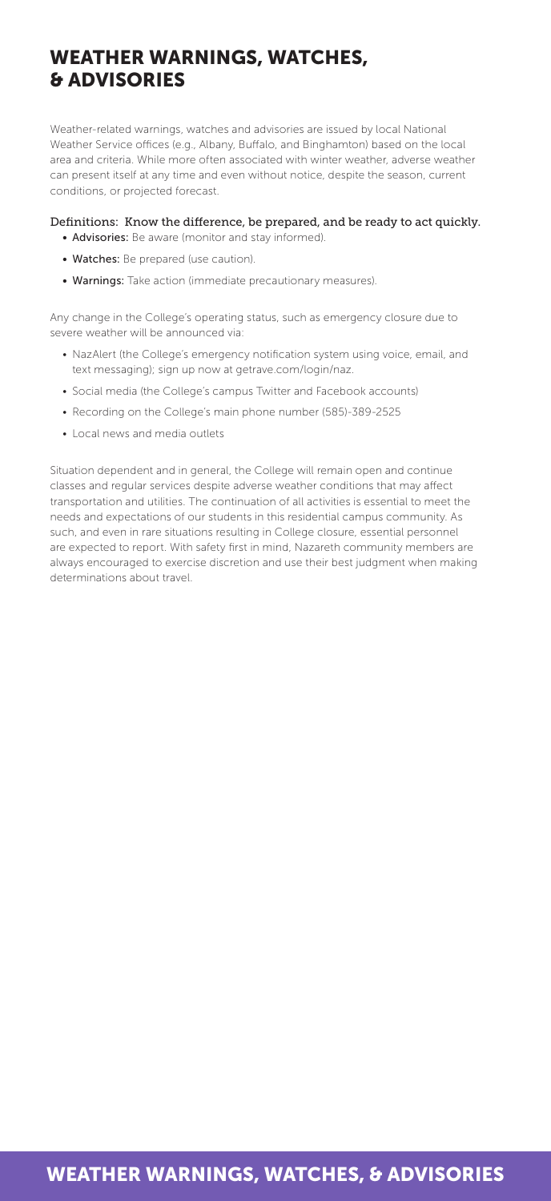# WEATHER WARNINGS, WATCHES, & ADVISORIES

Weather-related warnings, watches and advisories are issued by local National Weather Service offices (e.g., Albany, Buffalo, and Binghamton) based on the local area and criteria. While more often associated with winter weather, adverse weather can present itself at any time and even without notice, despite the season, current conditions, or projected forecast.

**Definitions: Know the difference, be prepared, and be ready to act quickly.**

- **Advisories:** Be aware (monitor and stay informed).
- **Watches:** Be prepared (use caution).
- **Warnings:** Take action (immediate precautionary measures).

Any change in the College's operating status, such as emergency closure due to severe weather will be announced via:

- NazAlert (the College's emergency notification system using voice, email, and text messaging); sign up now at getrave.com/login/naz.
- Social media (the College's campus Twitter and Facebook accounts)
- Recording on the College's main phone number (585)-389-2525
- Local news and media outlets

Situation dependent and in general, the College will remain open and continue classes and regular services despite adverse weather conditions that may affect transportation and utilities. The continuation of all activities is essential to meet the needs and expectations of our students in this residential campus community. As such, and even in rare situations resulting in College closure, essential personnel are expected to report. With safety first in mind, Nazareth community members are always encouraged to exercise discretion and use their best judgment when making determinations about travel.